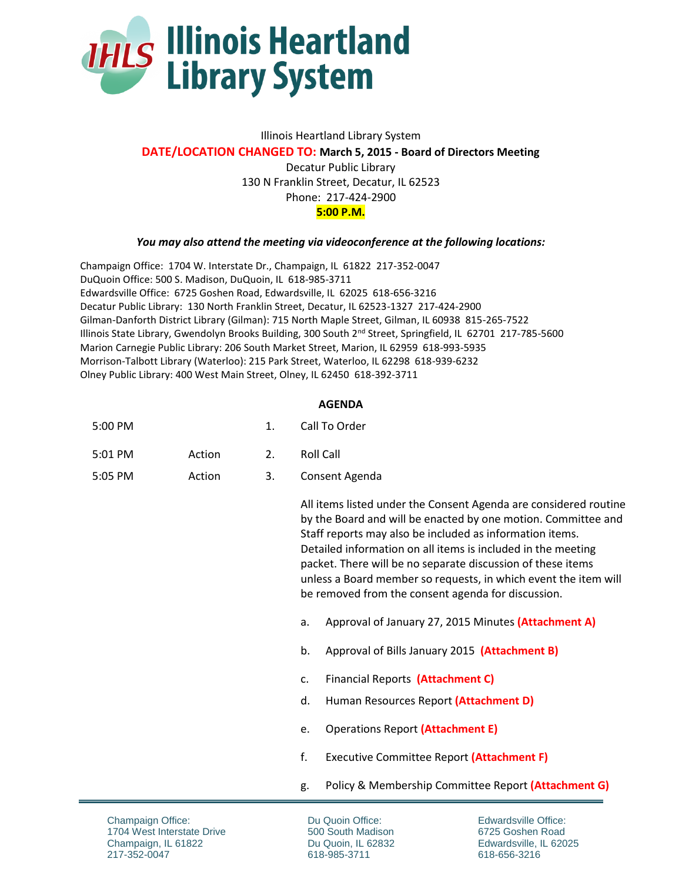# Illinois Heartland Library System

Illinois Heartland Library System

**DATE/LOCATION CHANGED TO: March 5, 2015 - Board of Directors Meeting**

Decatur Public Library
130 N Franklin Street, Decatur, IL 62523
Phone: 217-424-2900
**5:00 P.M.**

***You may also attend the meeting via videoconference at the following locations:***

Champaign Office: 1704 W. Interstate Dr., Champaign, IL 61822 217-352-0047
DuQuoin Office: 500 S. Madison, DuQuoin, IL 618-985-3711
Edwardsville Office: 6725 Goshen Road, Edwardsville, IL 62025 618-656-3216
Decatur Public Library: 130 North Franklin Street, Decatur, IL 62523-1327 217-424-2900
Gilman-Danforth District Library (Gilman): 715 North Maple Street, Gilman, IL 60938 815-265-7522
Illinois State Library, Gwendolyn Brooks Building, 300 South 2nd Street, Springfield, IL 62701 217-785-5600
Marion Carnegie Public Library: 206 South Market Street, Marion, IL 62959 618-993-5935
Morrison-Talbott Library (Waterloo): 215 Park Street, Waterloo, IL 62298 618-939-6232
Olney Public Library: 400 West Main Street, Olney, IL 62450 618-392-3711

**AGENDA**

| | | | |
|---|---|---|---|
| 5:00 PM | | 1. | Call To Order |
| 5:01 PM | Action | 2. | Roll Call |
| 5:05 PM | Action | 3. | Consent Agenda |

All items listed under the Consent Agenda are considered routine by the Board and will be enacted by one motion. Committee and Staff reports may also be included as information items. Detailed information on all items is included in the meeting packet. There will be no separate discussion of these items unless a Board member so requests, in which event the item will be removed from the consent agenda for discussion.

a. Approval of January 27, 2015 Minutes **(Attachment A)**

b. Approval of Bills January 2015 **(Attachment B)**

c. Financial Reports **(Attachment C)**

d. Human Resources Report **(Attachment D)**

e. Operations Report **(Attachment E)**

f. Executive Committee Report **(Attachment F)**

g. Policy & Membership Committee Report **(Attachment G)**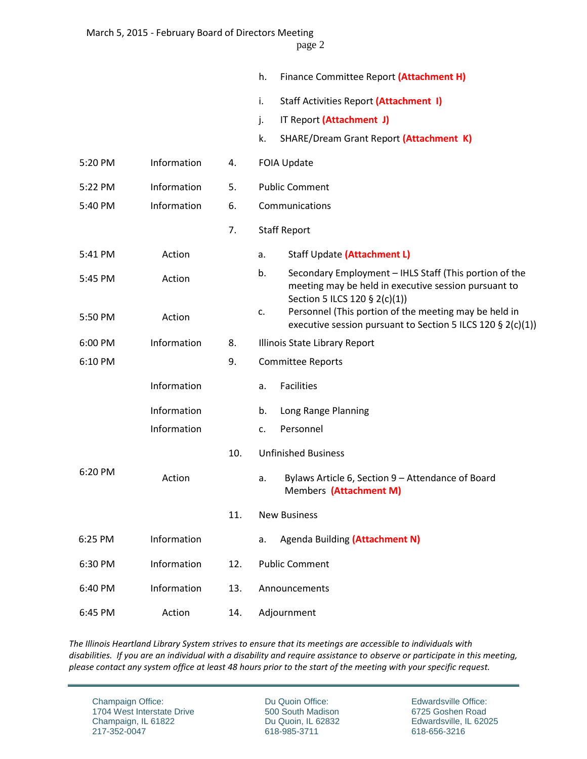| | | | |
|---|---|---|---|
| | | | h. Finance Committee Report **(Attachment H)** |
| | | | i. Staff Activities Report **(Attachment I)** |
| | | | j. IT Report **(Attachment J)** |
| | | | k. SHARE/Dream Grant Report **(Attachment K)** |
| 5:20 PM | Information | 4. | FOIA Update |
| 5:22 PM | Information | 5. | Public Comment |
| 5:40 PM | Information | 6. | Communications |
| | | 7. | Staff Report |
| 5:41 PM | Action | | a. Staff Update **(Attachment L)** |
| 5:45 PM | Action | | b. Secondary Employment – IHLS Staff (This portion of the meeting may be held in executive session pursuant to Section 5 ILCS 120 § 2(c)(1)) |
| 5:50 PM | Action | | c. Personnel (This portion of the meeting may be held in executive session pursuant to Section 5 ILCS 120 § 2(c)(1)) |
| 6:00 PM | Information | 8. | Illinois State Library Report |
| 6:10 PM | | 9. | Committee Reports |
| | Information | | a. Facilities |
| | Information | | b. Long Range Planning |
| | Information | | c. Personnel |
| | | 10. | Unfinished Business |
| 6:20 PM | Action | | a. Bylaws Article 6, Section 9 – Attendance of Board Members **(Attachment M)** |
| | | 11. | New Business |
| 6:25 PM | Information | | a. Agenda Building **(Attachment N)** |
| 6:30 PM | Information | 12. | Public Comment |
| 6:40 PM | Information | 13. | Announcements |
| 6:45 PM | Action | 14. | Adjournment |

*The Illinois Heartland Library System strives to ensure that its meetings are accessible to individuals with disabilities. If you are an individual with a disability and require assistance to observe or participate in this meeting, please contact any system office at least 48 hours prior to the start of the meeting with your specific request.*

Champaign Office:
1704 West Interstate Drive
Champaign, IL 61822
217-352-0047

Du Quoin Office:
500 South Madison
Du Quoin, IL 62832
618-985-3711

Edwardsville Office:
6725 Goshen Road
Edwardsville, IL 62025
618-656-3216